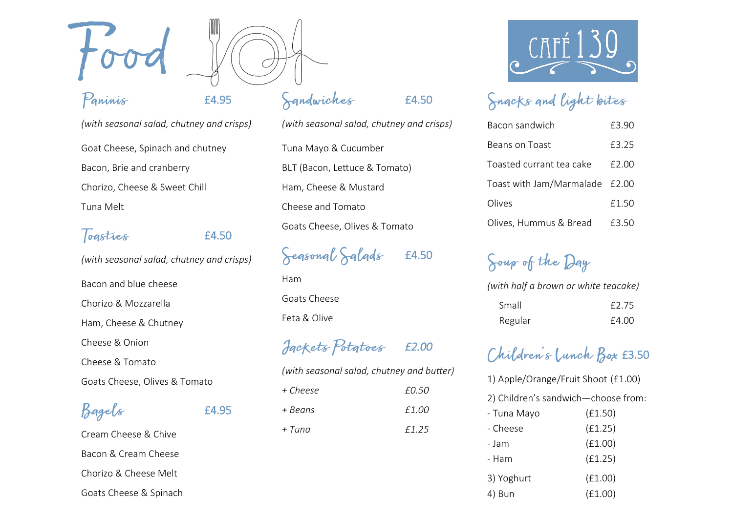# Food

# CAFÉ 139

## Paninis £4.95

*(with seasonal salad, chutney and crisps)*

Goat Cheese, Spinach and chutney

Bacon, Brie and cranberry

Chorizo, Cheese & Sweet Chill

Tuna Melt

## Toasties £4.50

*(with seasonal salad, chutney and crisps)*

Bacon and blue cheese

Chorizo & Mozzarella

Ham, Cheese & Chutney

Cheese & Onion

Cheese & Tomato

Goats Cheese, Olives & Tomato

## Bagels £4.95

Cream Cheese & Chive

Bacon & Cream Cheese

Chorizo & Cheese Melt

Goats Cheese & Spinach

## Sandwiches £4.50

*(with seasonal salad, chutney and crisps)*

Tuna Mayo & Cucumber

BLT (Bacon, Lettuce & Tomato)

Ham, Cheese & Mustard

Cheese and Tomato

Goats Cheese, Olives & Tomato

## Seasonal Salads £4.50

Ham

Goats Cheese

Feta & Olive

## Jackets Potatoes *£2.00*

*(with seasonal salad, chutney and butter)*

| | |
|---|---|
| *+ Cheese* | *£0.50* |
| *+ Beans* | *£1.00* |
| *+ Tuna* | *£1.25* |

## Snacks and light bites

| | |
|---|---|
| Bacon sandwich | £3.90 |
| Beans on Toast | £3.25 |
| Toasted currant tea cake | £2.00 |
| Toast with Jam/Marmalade | £2.00 |
| Olives | £1.50 |
| Olives, Hummus & Bread | £3.50 |

## Soup of the Day

*(with half a brown or white teacake)*

| | |
|---|---|
| Small | £2.75 |
| Regular | £4.00 |

## Children's Lunch Box £3.50

1) Apple/Orange/Fruit Shoot (£1.00)

2) Children's sandwich—choose from:

| | |
|---|---|
| - Tuna Mayo | (£1.50) |
| - Cheese | (£1.25) |
| - Jam | (£1.00) |
| - Ham | (£1.25) |
| 3) Yoghurt | (£1.00) |
| 4) Bun | (£1.00) |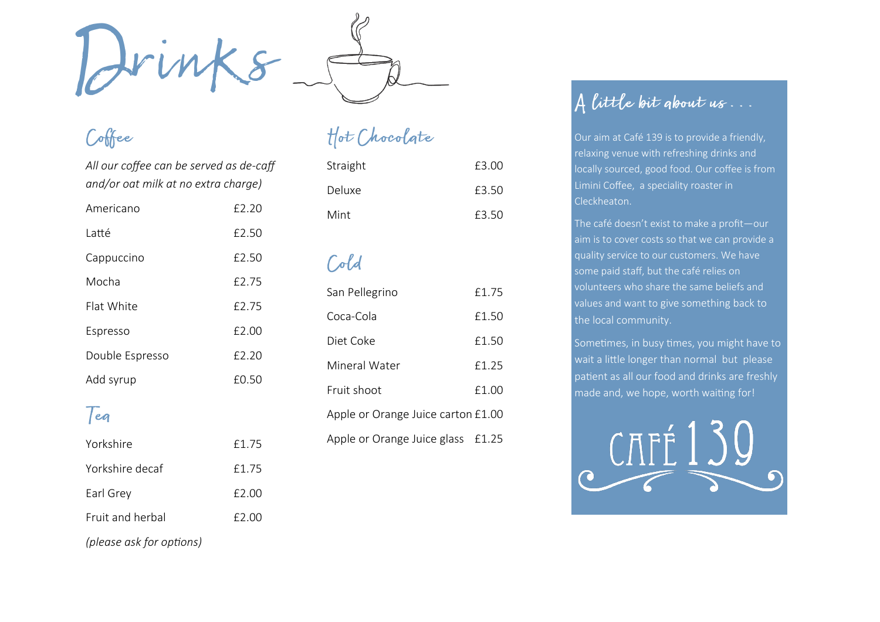# Drinks

## Coffee

*All our coffee can be served as de-caff and/or oat milk at no extra charge)*

| | |
|---|---|
| Americano | £2.20 |
| Latté | £2.50 |
| Cappuccino | £2.50 |
| Mocha | £2.75 |
| Flat White | £2.75 |
| Espresso | £2.00 |
| Double Espresso | £2.20 |
| Add syrup | £0.50 |

## Tea

| | |
|---|---|
| Yorkshire | £1.75 |
| Yorkshire decaf | £1.75 |
| Earl Grey | £2.00 |
| Fruit and herbal | £2.00 |

*(please ask for options)*

## Hot Chocolate

| | |
|---|---|
| Straight | £3.00 |
| Deluxe | £3.50 |
| Mint | £3.50 |

## Cold

| | |
|---|---|
| San Pellegrino | £1.75 |
| Coca-Cola | £1.50 |
| Diet Coke | £1.50 |
| Mineral Water | £1.25 |
| Fruit shoot | £1.00 |
| Apple or Orange Juice carton | £1.00 |
| Apple or Orange Juice glass | £1.25 |

## A little bit about us . . .

Our aim at Café 139 is to provide a friendly, relaxing venue with refreshing drinks and locally sourced, good food. Our coffee is from Limini Coffee, a speciality roaster in Cleckheaton.

The café doesn't exist to make a profit—our aim is to cover costs so that we can provide a quality service to our customers. We have some paid staff, but the café relies on volunteers who share the same beliefs and values and want to give something back to the local community.

Sometimes, in busy times, you might have to wait a little longer than normal but please patient as all our food and drinks are freshly made and, we hope, worth waiting for!

CAFÉ 139